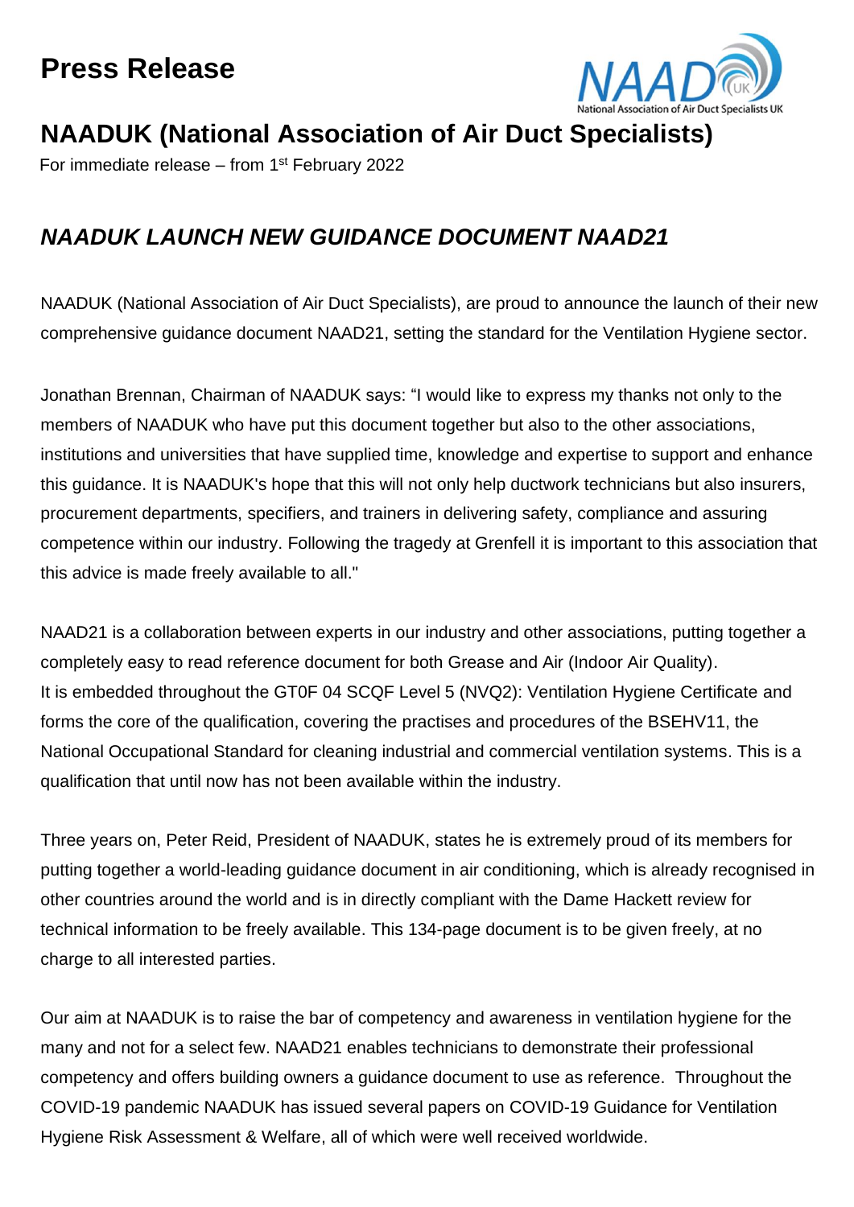# Press Release

## NAADUK (National Association of Air Duct Specialists)

For immediate release – from 1st February 2022

### *NAADUK LAUNCH NEW GUIDANCE DOCUMENT NAAD21*

NAADUK (National Association of Air Duct Specialists), are proud to announce the launch of their new comprehensive guidance document NAAD21, setting the standard for the Ventilation Hygiene sector.

Jonathan Brennan, Chairman of NAADUK says: "I would like to express my thanks not only to the members of NAADUK who have put this document together but also to the other associations, institutions and universities that have supplied time, knowledge and expertise to support and enhance this guidance. It is NAADUK's hope that this will not only help ductwork technicians but also insurers, procurement departments, specifiers, and trainers in delivering safety, compliance and assuring competence within our industry. Following the tragedy at Grenfell it is important to this association that this advice is made freely available to all."

NAAD21 is a collaboration between experts in our industry and other associations, putting together a completely easy to read reference document for both Grease and Air (Indoor Air Quality). It is embedded throughout the GT0F 04 SCQF Level 5 (NVQ2): Ventilation Hygiene Certificate and forms the core of the qualification, covering the practises and procedures of the BSEHV11, the National Occupational Standard for cleaning industrial and commercial ventilation systems. This is a qualification that until now has not been available within the industry.

Three years on, Peter Reid, President of NAADUK, states he is extremely proud of its members for putting together a world-leading guidance document in air conditioning, which is already recognised in other countries around the world and is in directly compliant with the Dame Hackett review for technical information to be freely available. This 134-page document is to be given freely, at no charge to all interested parties.

Our aim at NAADUK is to raise the bar of competency and awareness in ventilation hygiene for the many and not for a select few. NAAD21 enables technicians to demonstrate their professional competency and offers building owners a guidance document to use as reference. Throughout the COVID-19 pandemic NAADUK has issued several papers on COVID-19 Guidance for Ventilation Hygiene Risk Assessment & Welfare, all of which were well received worldwide.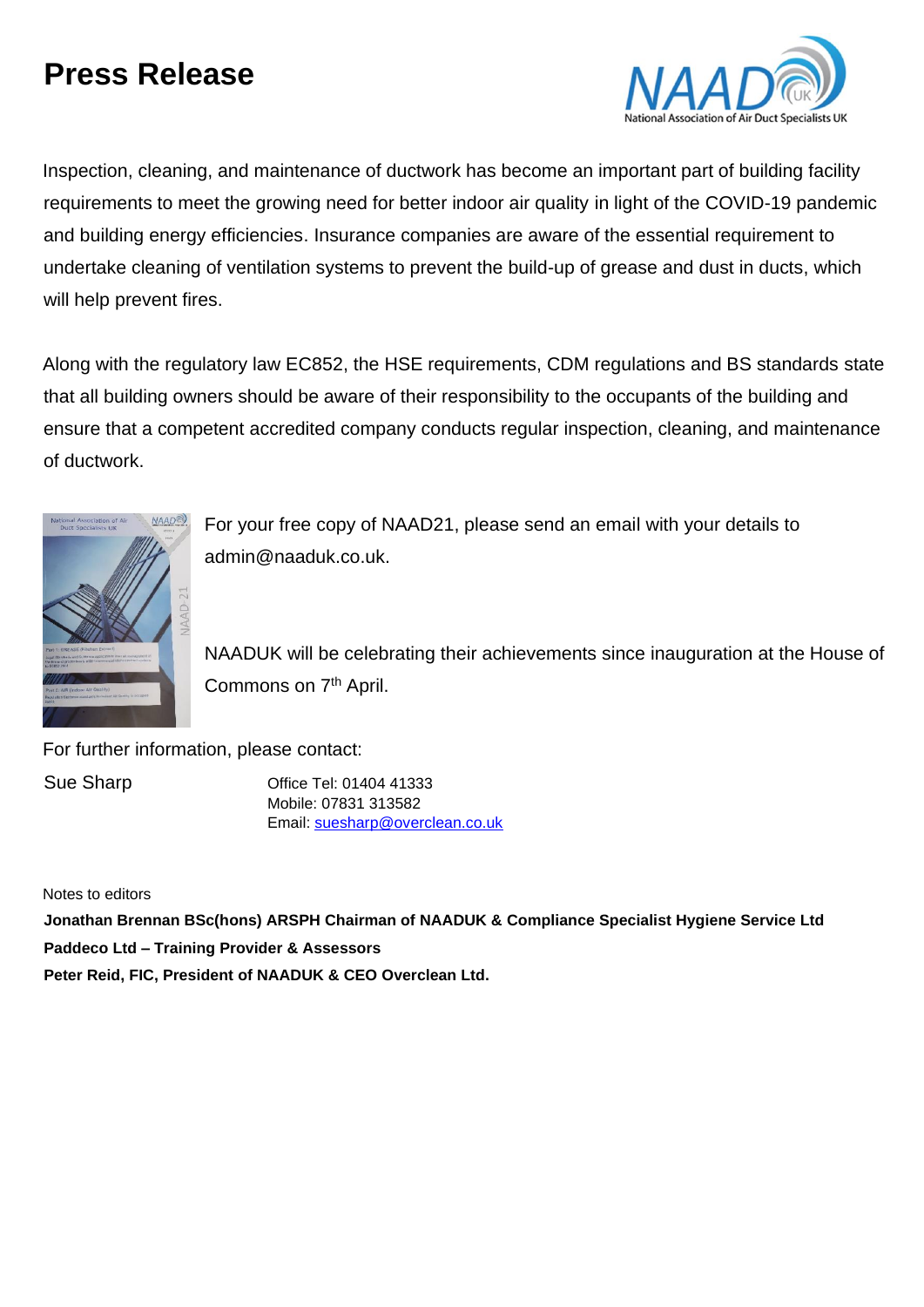# Press Release

Inspection, cleaning, and maintenance of ductwork has become an important part of building facility requirements to meet the growing need for better indoor air quality in light of the COVID-19 pandemic and building energy efficiencies. Insurance companies are aware of the essential requirement to undertake cleaning of ventilation systems to prevent the build-up of grease and dust in ducts, which will help prevent fires.

Along with the regulatory law EC852, the HSE requirements, CDM regulations and BS standards state that all building owners should be aware of their responsibility to the occupants of the building and ensure that a competent accredited company conducts regular inspection, cleaning, and maintenance of ductwork.

For your free copy of NAAD21, please send an email with your details to admin@naaduk.co.uk.

NAADUK will be celebrating their achievements since inauguration at the House of Commons on 7th April.

For further information, please contact:

Sue Sharp

Office Tel: 01404 41333
Mobile: 07831 313582
Email: suesharp@overclean.co.uk

Notes to editors

**Jonathan Brennan BSc(hons) ARSPH Chairman of NAADUK & Compliance Specialist Hygiene Service Ltd**

**Paddeco Ltd – Training Provider & Assessors**

**Peter Reid, FIC, President of NAADUK & CEO Overclean Ltd.**